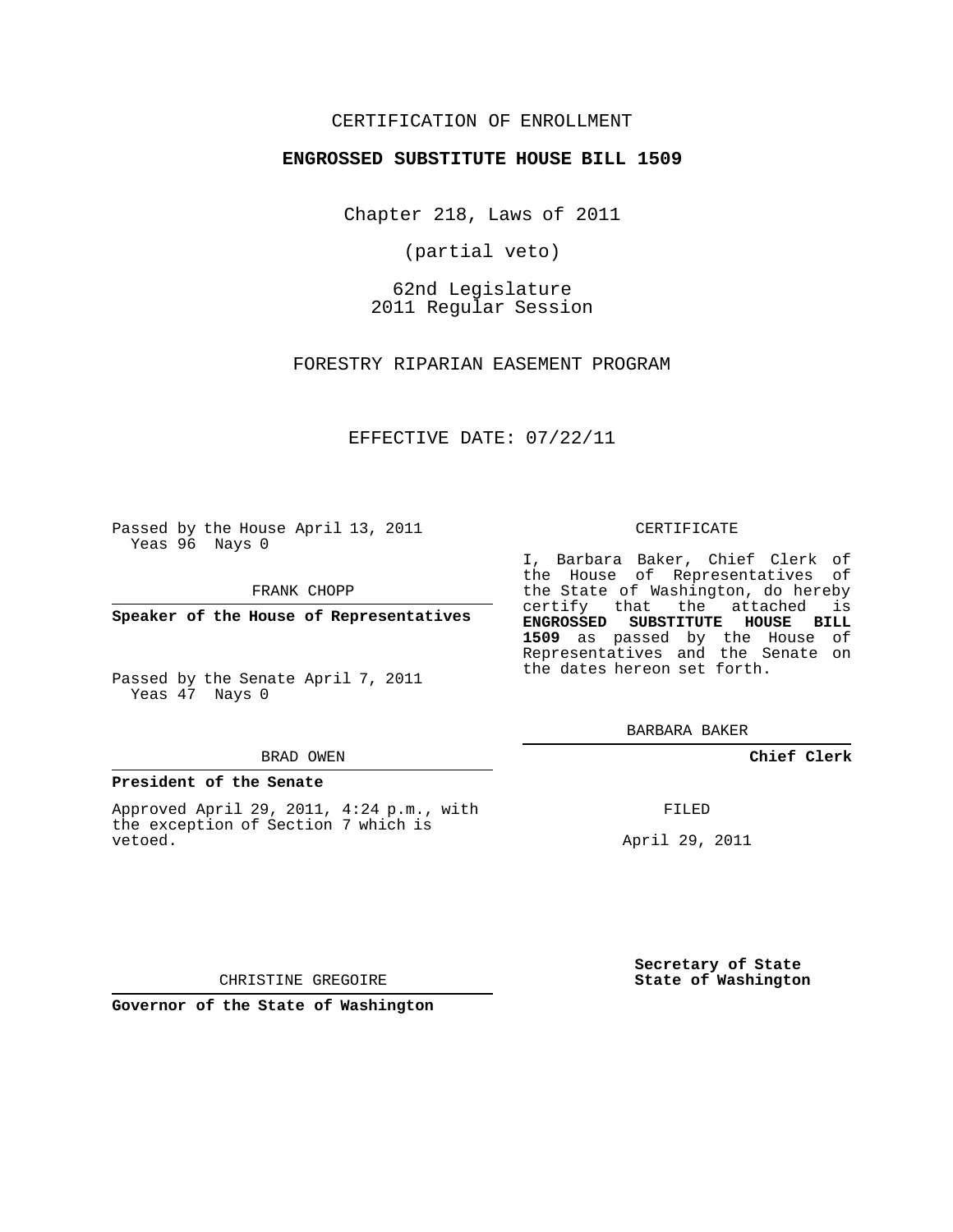CERTIFICATION OF ENROLLMENT

**ENGROSSED SUBSTITUTE HOUSE BILL 1509**

Chapter 218, Laws of 2011

(partial veto)

62nd Legislature
2011 Regular Session

FORESTRY RIPARIAN EASEMENT PROGRAM

EFFECTIVE DATE: 07/22/11

Passed by the House April 13, 2011
Yeas 96 Nays 0

FRANK CHOPP

**Speaker of the House of Representatives**

Passed by the Senate April 7, 2011
Yeas 47 Nays 0

BRAD OWEN

**President of the Senate**

Approved April 29, 2011, 4:24 p.m., with the exception of Section 7 which is vetoed.

CHRISTINE GREGOIRE

**Governor of the State of Washington**

CERTIFICATE

I, Barbara Baker, Chief Clerk of the House of Representatives of the State of Washington, do hereby certify that the attached is **ENGROSSED SUBSTITUTE HOUSE BILL 1509** as passed by the House of Representatives and the Senate on the dates hereon set forth.

BARBARA BAKER

**Chief Clerk**

FILED

April 29, 2011

**Secretary of State**
**State of Washington**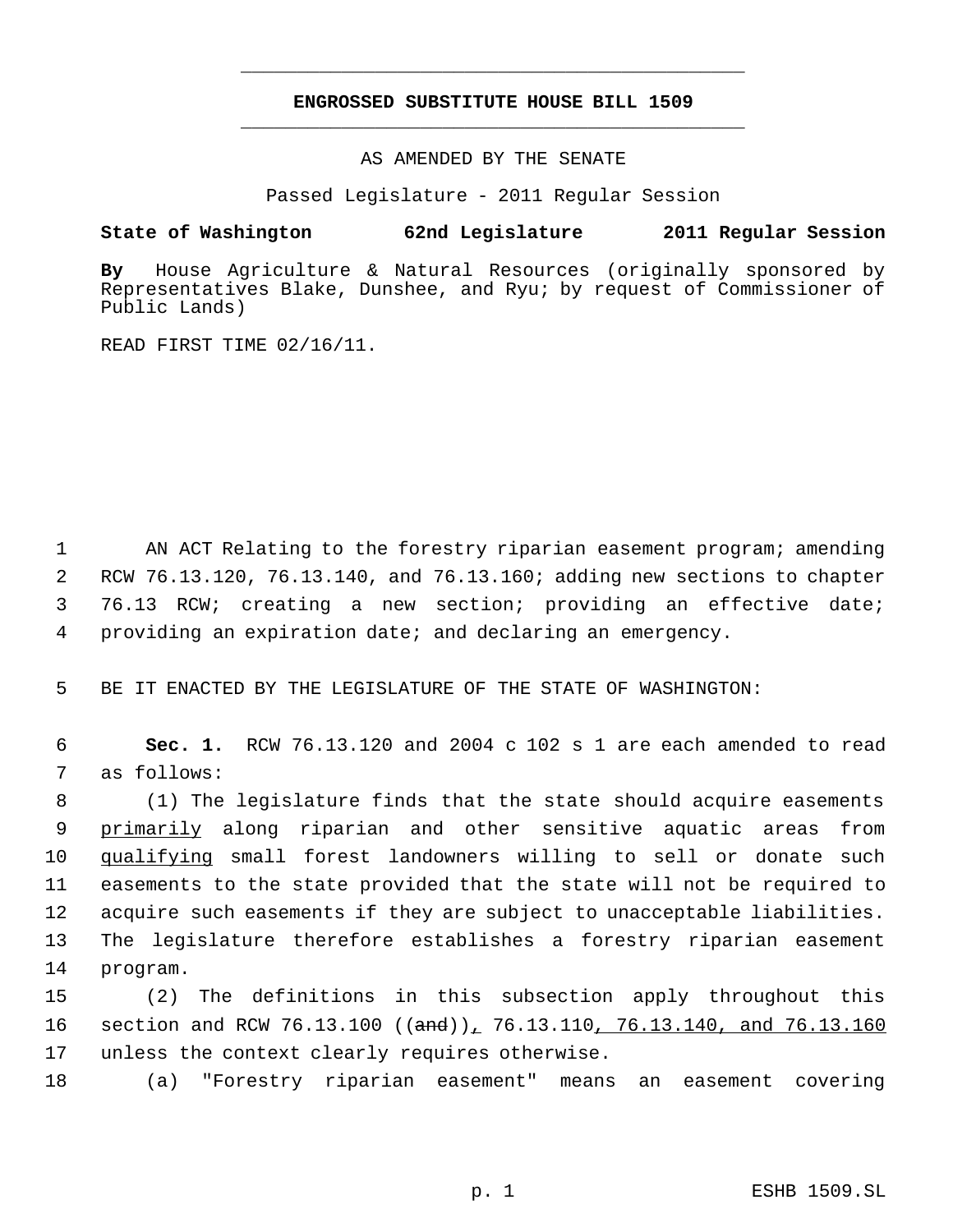# ENGROSSED SUBSTITUTE HOUSE BILL 1509

AS AMENDED BY THE SENATE

Passed Legislature - 2011 Regular Session

**State of Washington 62nd Legislature 2011 Regular Session**

**By** House Agriculture & Natural Resources (originally sponsored by Representatives Blake, Dunshee, and Ryu; by request of Commissioner of Public Lands)

READ FIRST TIME 02/16/11.

1 AN ACT Relating to the forestry riparian easement program; amending
2 RCW 76.13.120, 76.13.140, and 76.13.160; adding new sections to chapter
3 76.13 RCW; creating a new section; providing an effective date;
4 providing an expiration date; and declaring an emergency.

5 BE IT ENACTED BY THE LEGISLATURE OF THE STATE OF WASHINGTON:

6 **Sec. 1.** RCW 76.13.120 and 2004 c 102 s 1 are each amended to read
7 as follows:

8 (1) The legislature finds that the state should acquire easements
9 <u>primarily</u> along riparian and other sensitive aquatic areas from
10 <u>qualifying</u> small forest landowners willing to sell or donate such
11 easements to the state provided that the state will not be required to
12 acquire such easements if they are subject to unacceptable liabilities.
13 The legislature therefore establishes a forestry riparian easement
14 program.

15 (2) The definitions in this subsection apply throughout this
16 section and RCW 76.13.100 ((~~and~~))<u>,</u> 76.13.110<u>, 76.13.140, and 76.13.160</u>
17 unless the context clearly requires otherwise.

18 (a) "Forestry riparian easement" means an easement covering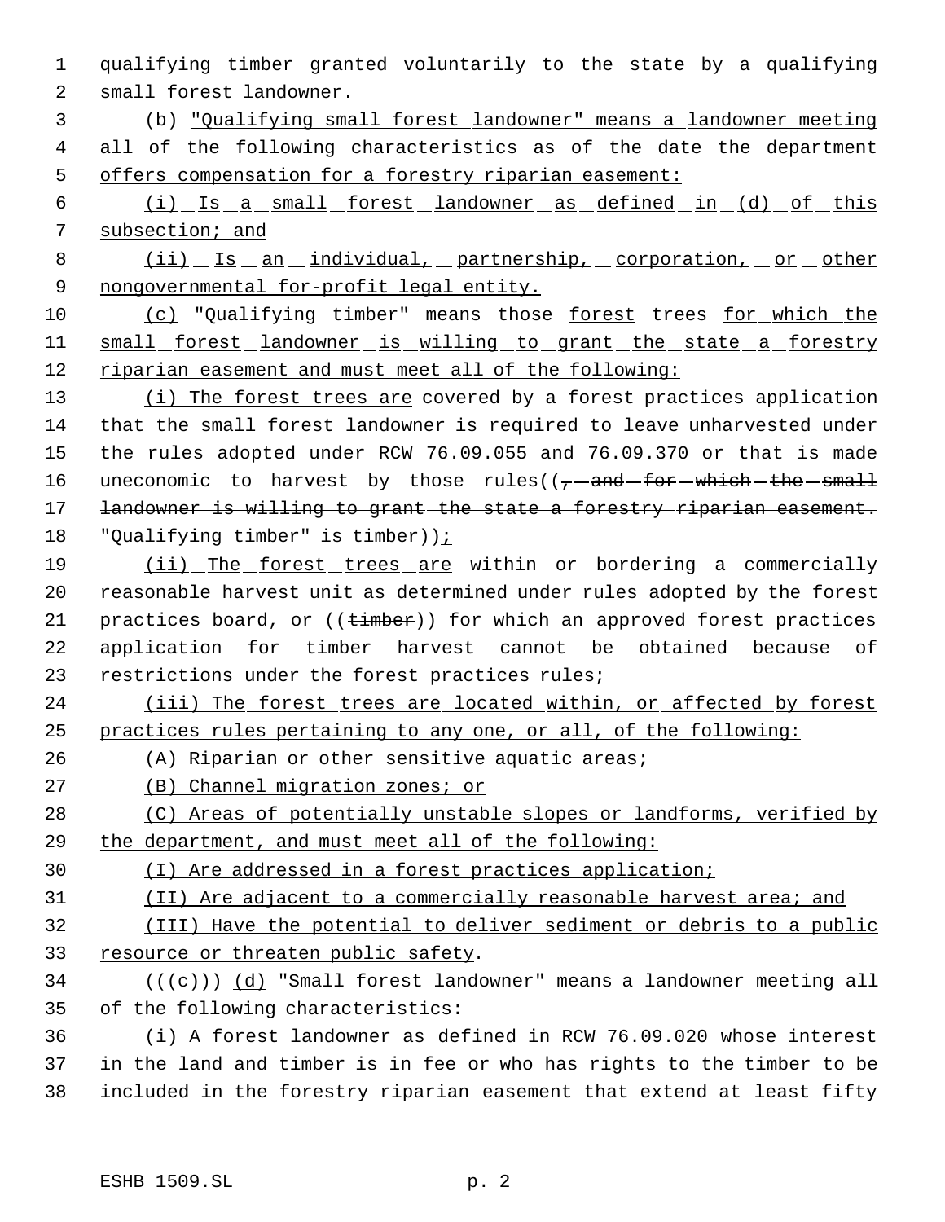qualifying timber granted voluntarily to the state by a qualifying small forest landowner.

(b) "Qualifying small forest landowner" means a landowner meeting all of the following characteristics as of the date the department offers compensation for a forestry riparian easement:

(i) Is a small forest landowner as defined in (d) of this subsection; and

(ii) Is an individual, partnership, corporation, or other nongovernmental for-profit legal entity.

(c) "Qualifying timber" means those forest trees for which the small forest landowner is willing to grant the state a forestry riparian easement and must meet all of the following:

(i) The forest trees are covered by a forest practices application that the small forest landowner is required to leave unharvested under the rules adopted under RCW 76.09.055 and 76.09.370 or that is made uneconomic to harvest by those rules((, and for which the small landowner is willing to grant the state a forestry riparian easement. "Qualifying timber" is timber));

(ii) The forest trees are within or bordering a commercially reasonable harvest unit as determined under rules adopted by the forest practices board, or ((timber)) for which an approved forest practices application for timber harvest cannot be obtained because of restrictions under the forest practices rules;

(iii) The forest trees are located within, or affected by forest practices rules pertaining to any one, or all, of the following:

(A) Riparian or other sensitive aquatic areas;

(B) Channel migration zones; or

(C) Areas of potentially unstable slopes or landforms, verified by the department, and must meet all of the following:

(I) Are addressed in a forest practices application;

(II) Are adjacent to a commercially reasonable harvest area; and

(III) Have the potential to deliver sediment or debris to a public resource or threaten public safety.

(((c))) (d) "Small forest landowner" means a landowner meeting all of the following characteristics:

(i) A forest landowner as defined in RCW 76.09.020 whose interest in the land and timber is in fee or who has rights to the timber to be included in the forestry riparian easement that extend at least fifty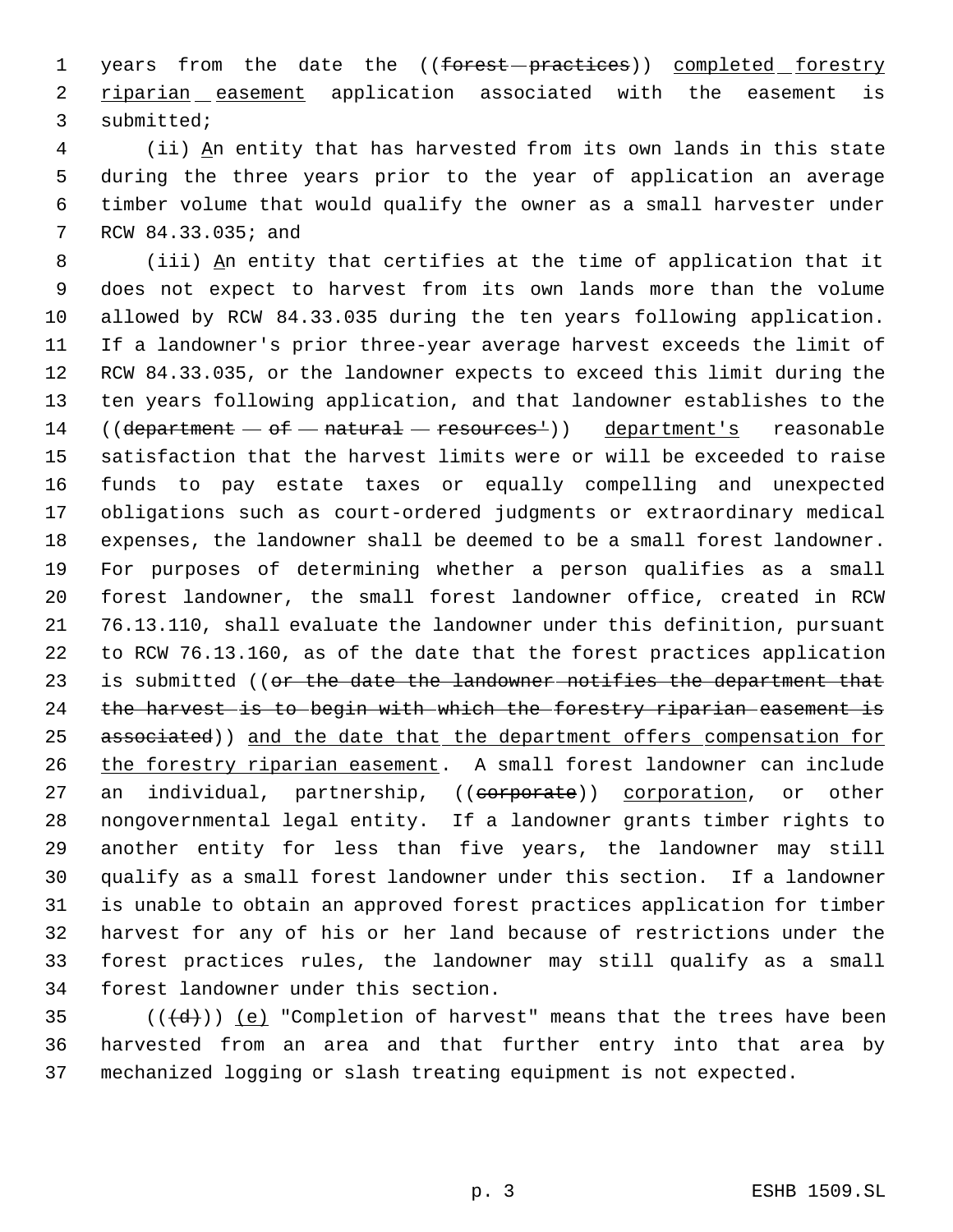years from the date the ((~~forest practices~~)) <u>completed forestry riparian easement</u> application associated with the easement is submitted;

(ii) <u>A</u>n entity that has harvested from its own lands in this state during the three years prior to the year of application an average timber volume that would qualify the owner as a small harvester under RCW 84.33.035; and

(iii) <u>A</u>n entity that certifies at the time of application that it does not expect to harvest from its own lands more than the volume allowed by RCW 84.33.035 during the ten years following application. If a landowner's prior three-year average harvest exceeds the limit of RCW 84.33.035, or the landowner expects to exceed this limit during the ten years following application, and that landowner establishes to the ((~~department of natural resources'~~)) <u>department's</u> reasonable satisfaction that the harvest limits were or will be exceeded to raise funds to pay estate taxes or equally compelling and unexpected obligations such as court-ordered judgments or extraordinary medical expenses, the landowner shall be deemed to be a small forest landowner. For purposes of determining whether a person qualifies as a small forest landowner, the small forest landowner office, created in RCW 76.13.110, shall evaluate the landowner under this definition, pursuant to RCW 76.13.160, as of the date that the forest practices application is submitted ((~~or the date the landowner notifies the department that the harvest is to begin with which the forestry riparian easement is associated~~)) <u>and the date that the department offers compensation for the forestry riparian easement</u>. A small forest landowner can include an individual, partnership, ((~~corporate~~)) <u>corporation</u>, or other nongovernmental legal entity. If a landowner grants timber rights to another entity for less than five years, the landowner may still qualify as a small forest landowner under this section. If a landowner is unable to obtain an approved forest practices application for timber harvest for any of his or her land because of restrictions under the forest practices rules, the landowner may still qualify as a small forest landowner under this section.

((~~(d)~~)) <u>(e)</u> "Completion of harvest" means that the trees have been harvested from an area and that further entry into that area by mechanized logging or slash treating equipment is not expected.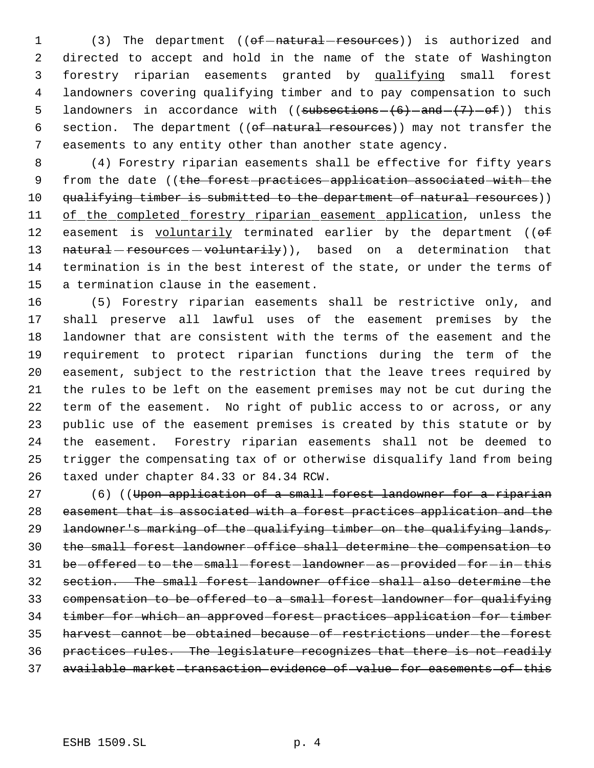(3) The department ((~~of natural resources~~)) is authorized and directed to accept and hold in the name of the state of Washington forestry riparian easements granted by qualifying small forest landowners covering qualifying timber and to pay compensation to such landowners in accordance with ((~~subsections (6) and (7) of~~)) this section. The department ((~~of natural resources~~)) may not transfer the easements to any entity other than another state agency.

(4) Forestry riparian easements shall be effective for fifty years from the date ((~~the forest practices application associated with the qualifying timber is submitted to the department of natural resources~~)) of the completed forestry riparian easement application, unless the easement is voluntarily terminated earlier by the department ((~~of natural resources voluntarily~~)), based on a determination that termination is in the best interest of the state, or under the terms of a termination clause in the easement.

(5) Forestry riparian easements shall be restrictive only, and shall preserve all lawful uses of the easement premises by the landowner that are consistent with the terms of the easement and the requirement to protect riparian functions during the term of the easement, subject to the restriction that the leave trees required by the rules to be left on the easement premises may not be cut during the term of the easement. No right of public access to or across, or any public use of the easement premises is created by this statute or by the easement. Forestry riparian easements shall not be deemed to trigger the compensating tax of or otherwise disqualify land from being taxed under chapter 84.33 or 84.34 RCW.

(6) ((~~Upon application of a small forest landowner for a riparian easement that is associated with a forest practices application and the landowner's marking of the qualifying timber on the qualifying lands, the small forest landowner office shall determine the compensation to be offered to the small forest landowner as provided for in this section. The small forest landowner office shall also determine the compensation to be offered to a small forest landowner for qualifying timber for which an approved forest practices application for timber harvest cannot be obtained because of restrictions under the forest practices rules. The legislature recognizes that there is not readily available market transaction evidence of value for easements of this~~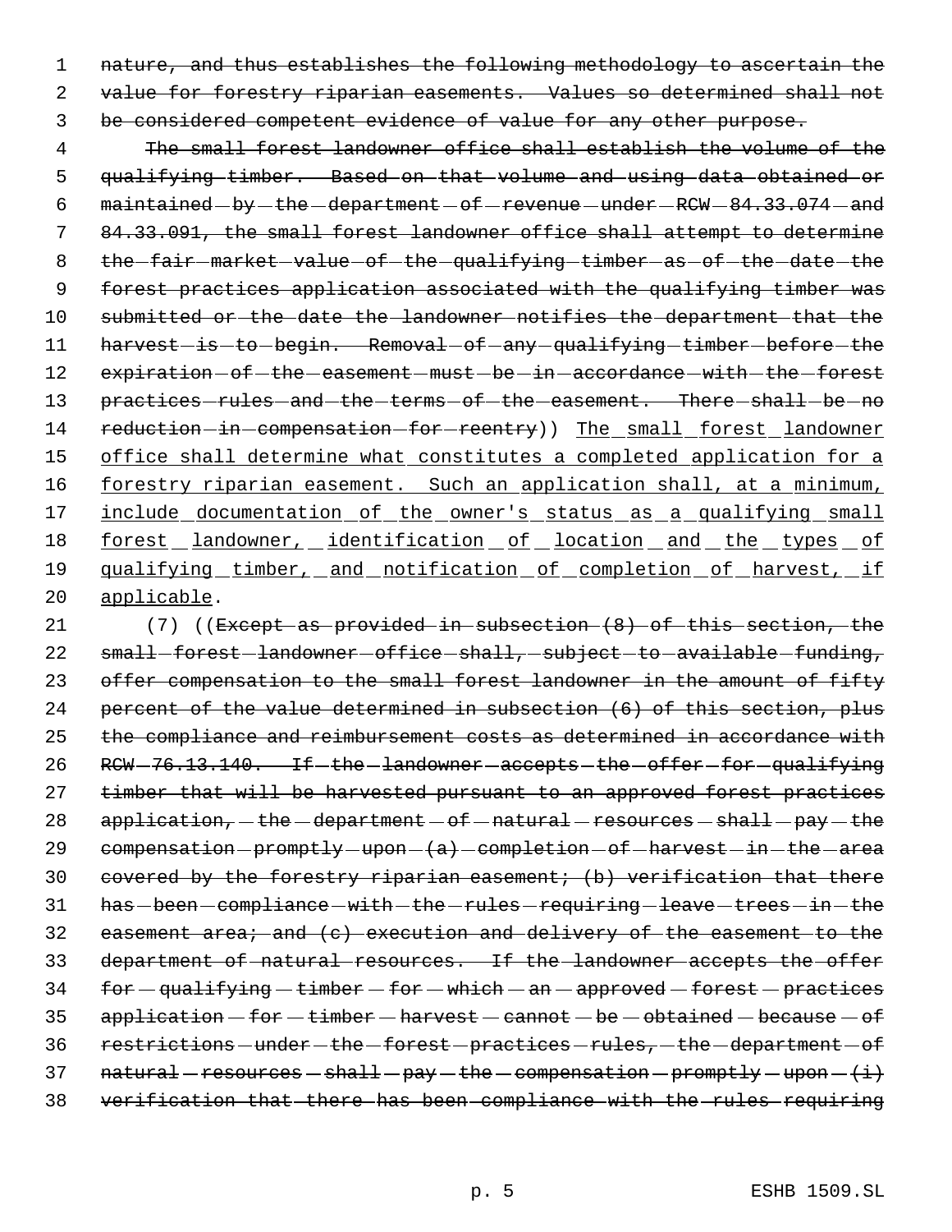~~nature, and thus establishes the following methodology to ascertain the value for forestry riparian easements. Values so determined shall not be considered competent evidence of value for any other purpose.~~

~~The small forest landowner office shall establish the volume of the qualifying timber. Based on that volume and using data obtained or maintained by the department of revenue under RCW 84.33.074 and 84.33.091, the small forest landowner office shall attempt to determine the fair market value of the qualifying timber as of the date the forest practices application associated with the qualifying timber was submitted or the date the landowner notifies the department that the harvest is to begin. Removal of any qualifying timber before the expiration of the easement must be in accordance with the forest practices rules and the terms of the easement. There shall be no reduction in compensation for reentry~~)) <u>The small forest landowner office shall determine what constitutes a completed application for a forestry riparian easement. Such an application shall, at a minimum, include documentation of the owner's status as a qualifying small forest landowner, identification of location and the types of qualifying timber, and notification of completion of harvest, if applicable</u>.

(7) ((~~Except as provided in subsection (8) of this section, the small forest landowner office shall, subject to available funding, offer compensation to the small forest landowner in the amount of fifty percent of the value determined in subsection (6) of this section, plus the compliance and reimbursement costs as determined in accordance with RCW 76.13.140. If the landowner accepts the offer for qualifying timber that will be harvested pursuant to an approved forest practices application, the department of natural resources shall pay the compensation promptly upon (a) completion of harvest in the area covered by the forestry riparian easement; (b) verification that there has been compliance with the rules requiring leave trees in the easement area; and (c) execution and delivery of the easement to the department of natural resources. If the landowner accepts the offer for qualifying timber for which an approved forest practices application for timber harvest cannot be obtained because of restrictions under the forest practices rules, the department of natural resources shall pay the compensation promptly upon (i) verification that there has been compliance with the rules requiring~~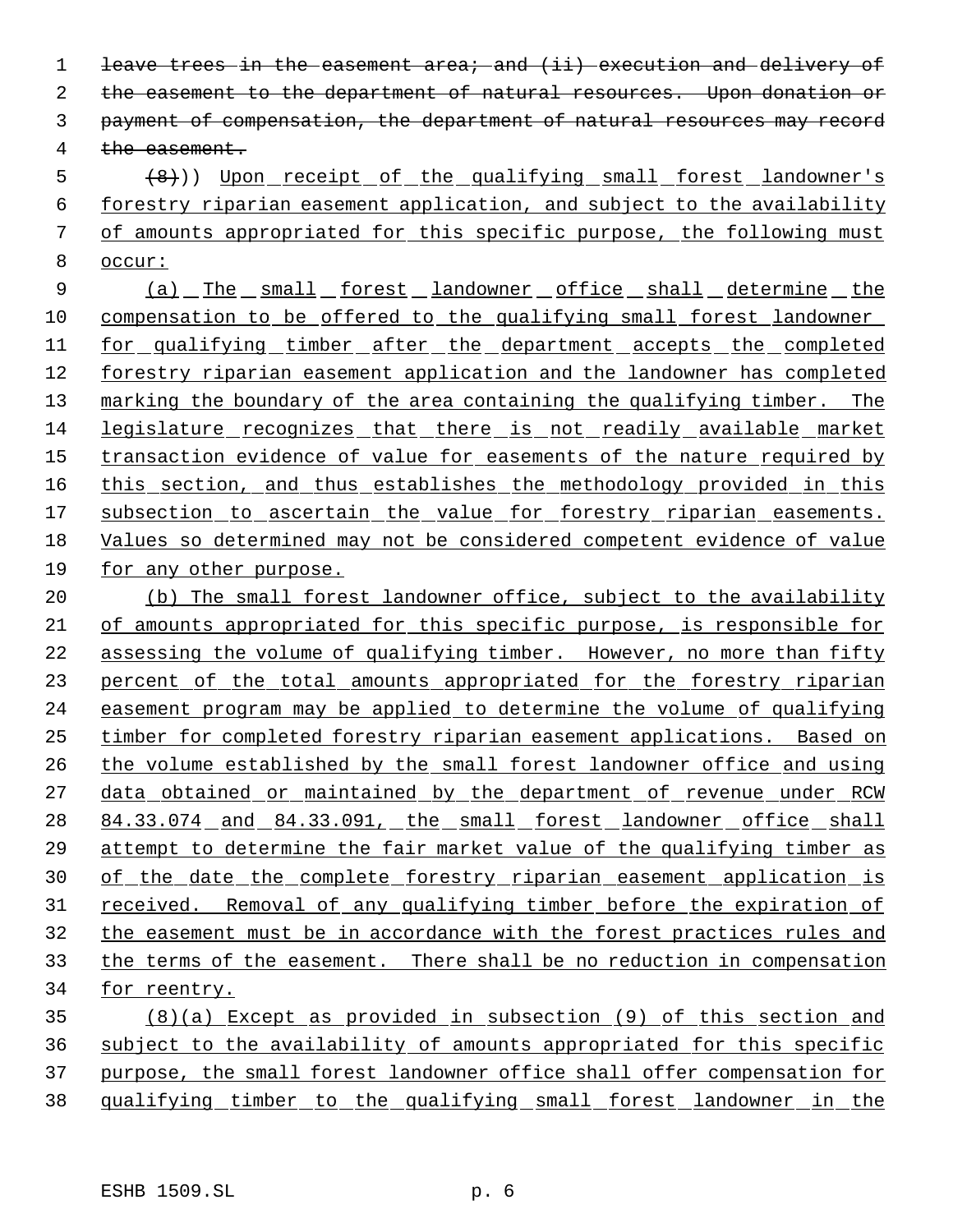~~leave trees in the easement area; and (ii) execution and delivery of the easement to the department of natural resources. Upon donation or payment of compensation, the department of natural resources may record the easement.~~

~~(8)~~)) <u>Upon receipt of the qualifying small forest landowner's forestry riparian easement application, and subject to the availability of amounts appropriated for this specific purpose, the following must occur:</u>

<u>(a) The small forest landowner office shall determine the compensation to be offered to the qualifying small forest landowner for qualifying timber after the department accepts the completed forestry riparian easement application and the landowner has completed marking the boundary of the area containing the qualifying timber. The legislature recognizes that there is not readily available market transaction evidence of value for easements of the nature required by this section, and thus establishes the methodology provided in this subsection to ascertain the value for forestry riparian easements. Values so determined may not be considered competent evidence of value for any other purpose.</u>

<u>(b) The small forest landowner office, subject to the availability of amounts appropriated for this specific purpose, is responsible for assessing the volume of qualifying timber. However, no more than fifty percent of the total amounts appropriated for the forestry riparian easement program may be applied to determine the volume of qualifying timber for completed forestry riparian easement applications. Based on the volume established by the small forest landowner office and using data obtained or maintained by the department of revenue under RCW 84.33.074 and 84.33.091, the small forest landowner office shall attempt to determine the fair market value of the qualifying timber as of the date the complete forestry riparian easement application is received. Removal of any qualifying timber before the expiration of the easement must be in accordance with the forest practices rules and the terms of the easement. There shall be no reduction in compensation for reentry.</u>

<u>(8)(a) Except as provided in subsection (9) of this section and subject to the availability of amounts appropriated for this specific purpose, the small forest landowner office shall offer compensation for qualifying timber to the qualifying small forest landowner in the</u>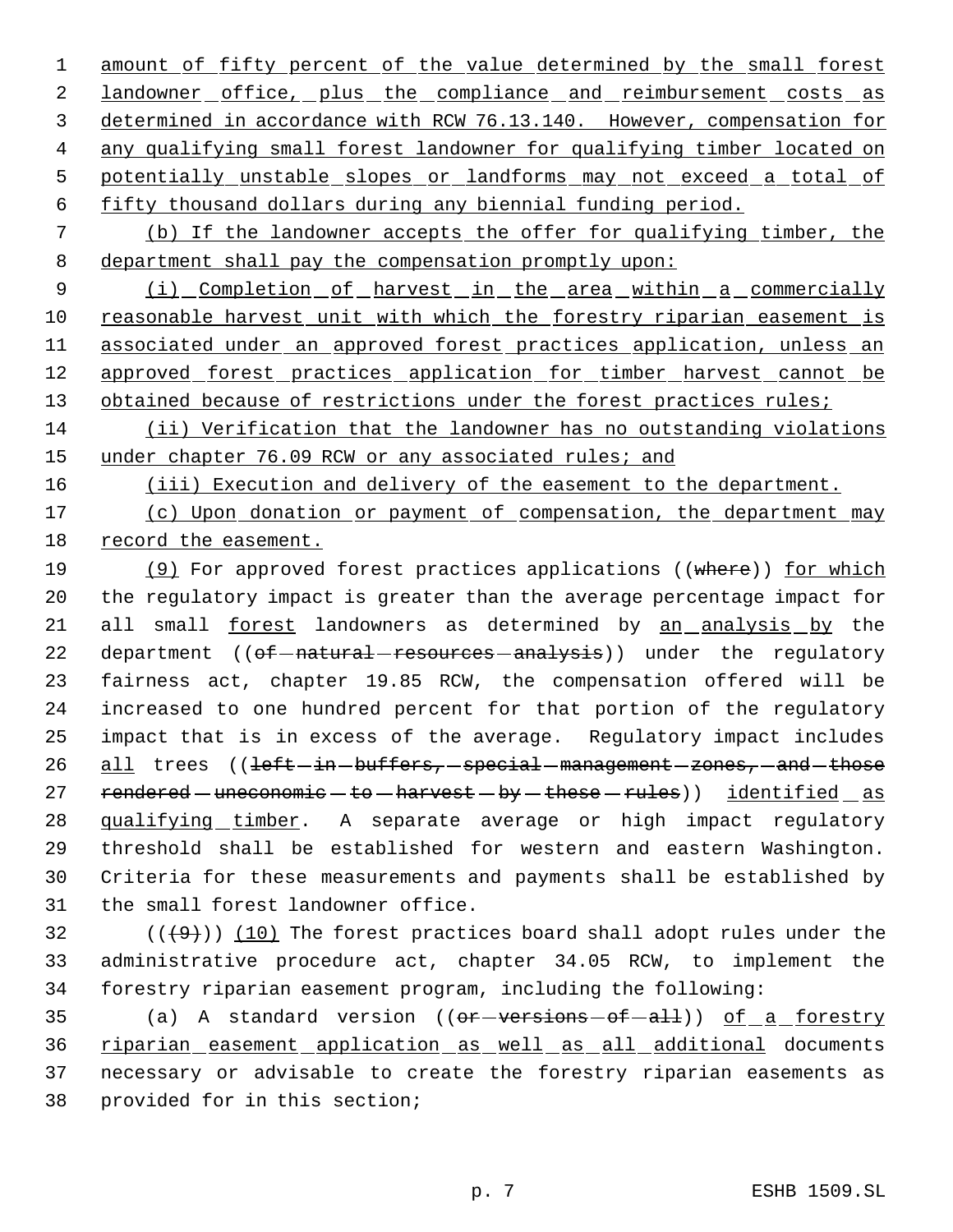amount of fifty percent of the value determined by the small forest landowner office, plus the compliance and reimbursement costs as determined in accordance with RCW 76.13.140. However, compensation for any qualifying small forest landowner for qualifying timber located on potentially unstable slopes or landforms may not exceed a total of fifty thousand dollars during any biennial funding period.

(b) If the landowner accepts the offer for qualifying timber, the department shall pay the compensation promptly upon:

(i) Completion of harvest in the area within a commercially reasonable harvest unit with which the forestry riparian easement is associated under an approved forest practices application, unless an approved forest practices application for timber harvest cannot be obtained because of restrictions under the forest practices rules;

(ii) Verification that the landowner has no outstanding violations under chapter 76.09 RCW or any associated rules; and

(iii) Execution and delivery of the easement to the department.

(c) Upon donation or payment of compensation, the department may record the easement.

(9) For approved forest practices applications ((~~where~~)) for which the regulatory impact is greater than the average percentage impact for all small forest landowners as determined by an analysis by the department ((~~of natural resources analysis~~)) under the regulatory fairness act, chapter 19.85 RCW, the compensation offered will be increased to one hundred percent for that portion of the regulatory impact that is in excess of the average. Regulatory impact includes all trees ((~~left in buffers, special management zones, and those rendered uneconomic to harvest by these rules~~)) identified as qualifying timber. A separate average or high impact regulatory threshold shall be established for western and eastern Washington. Criteria for these measurements and payments shall be established by the small forest landowner office.

((~~(9)~~)) (10) The forest practices board shall adopt rules under the administrative procedure act, chapter 34.05 RCW, to implement the forestry riparian easement program, including the following:

(a) A standard version ((~~or versions of all~~)) of a forestry riparian easement application as well as all additional documents necessary or advisable to create the forestry riparian easements as provided for in this section;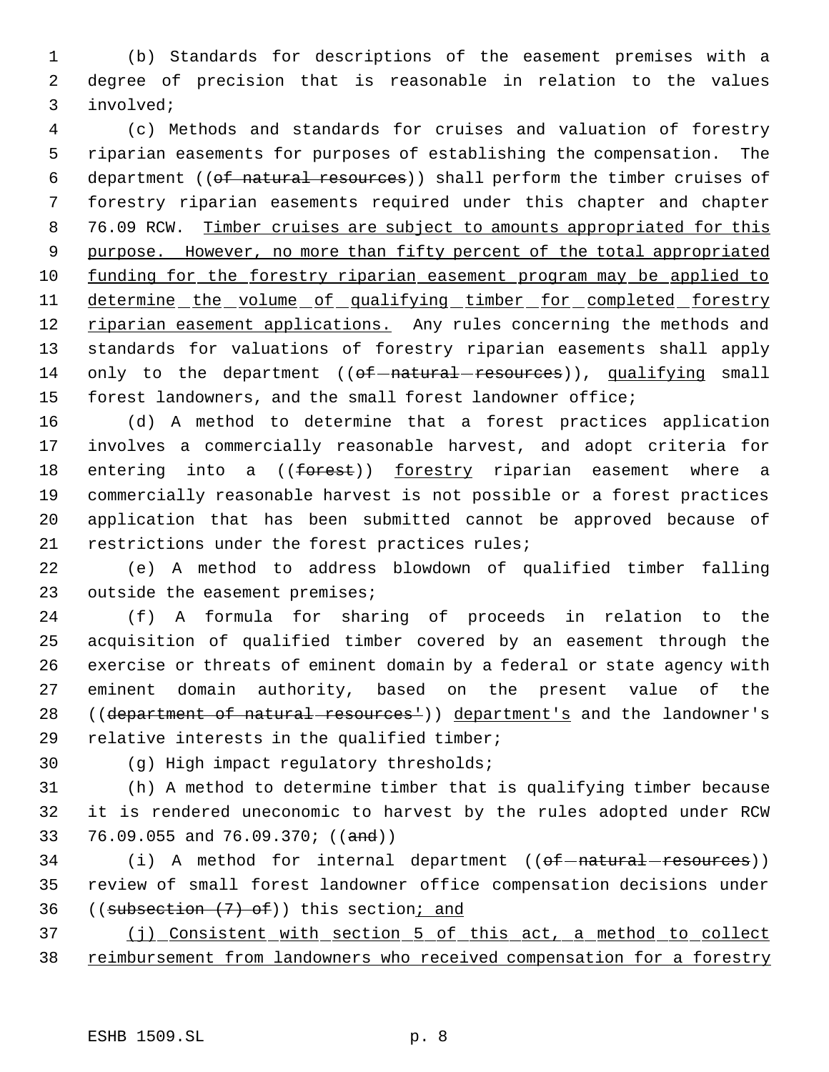(b) Standards for descriptions of the easement premises with a degree of precision that is reasonable in relation to the values involved;

(c) Methods and standards for cruises and valuation of forestry riparian easements for purposes of establishing the compensation. The department ((~~of natural resources~~)) shall perform the timber cruises of forestry riparian easements required under this chapter and chapter 76.09 RCW. <u>Timber cruises are subject to amounts appropriated for this purpose. However, no more than fifty percent of the total appropriated funding for the forestry riparian easement program may be applied to determine the volume of qualifying timber for completed forestry riparian easement applications.</u> Any rules concerning the methods and standards for valuations of forestry riparian easements shall apply only to the department ((~~of natural resources~~)), <u>qualifying</u> small forest landowners, and the small forest landowner office;

(d) A method to determine that a forest practices application involves a commercially reasonable harvest, and adopt criteria for entering into a ((~~forest~~)) <u>forestry</u> riparian easement where a commercially reasonable harvest is not possible or a forest practices application that has been submitted cannot be approved because of restrictions under the forest practices rules;

(e) A method to address blowdown of qualified timber falling outside the easement premises;

(f) A formula for sharing of proceeds in relation to the acquisition of qualified timber covered by an easement through the exercise or threats of eminent domain by a federal or state agency with eminent domain authority, based on the present value of the ((~~department of natural resources'~~)) <u>department's</u> and the landowner's relative interests in the qualified timber;

(g) High impact regulatory thresholds;

(h) A method to determine timber that is qualifying timber because it is rendered uneconomic to harvest by the rules adopted under RCW 76.09.055 and 76.09.370; ((~~and~~))

(i) A method for internal department ((~~of natural resources~~)) review of small forest landowner office compensation decisions under ((~~subsection (7) of~~)) this section<u>; and</u>

<u>(j) Consistent with section 5 of this act, a method to collect reimbursement from landowners who received compensation for a forestry</u>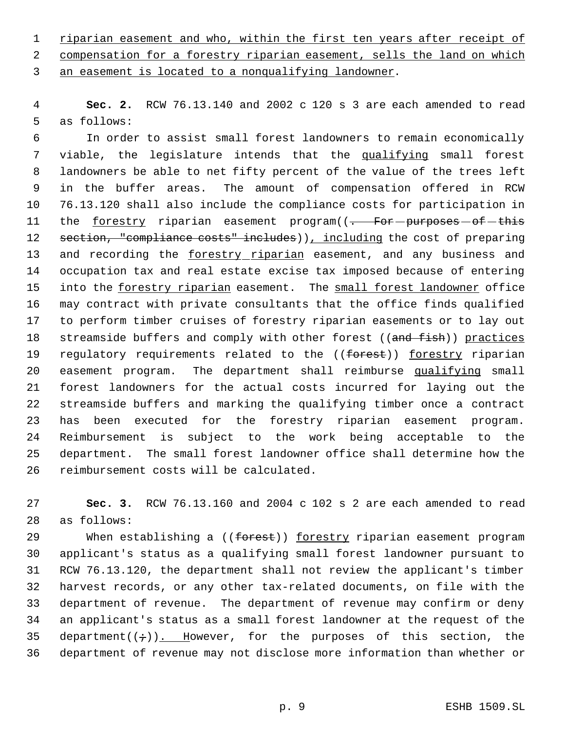riparian easement and who, within the first ten years after receipt of compensation for a forestry riparian easement, sells the land on which an easement is located to a nonqualifying landowner.

**Sec. 2.** RCW 76.13.140 and 2002 c 120 s 3 are each amended to read as follows:

In order to assist small forest landowners to remain economically viable, the legislature intends that the qualifying small forest landowners be able to net fifty percent of the value of the trees left in the buffer areas. The amount of compensation offered in RCW 76.13.120 shall also include the compliance costs for participation in the forestry riparian easement program((. For purposes of this section, "compliance costs" includes)), including the cost of preparing and recording the forestry riparian easement, and any business and occupation tax and real estate excise tax imposed because of entering into the forestry riparian easement. The small forest landowner office may contract with private consultants that the office finds qualified to perform timber cruises of forestry riparian easements or to lay out streamside buffers and comply with other forest ((and fish)) practices regulatory requirements related to the ((forest)) forestry riparian easement program. The department shall reimburse qualifying small forest landowners for the actual costs incurred for laying out the streamside buffers and marking the qualifying timber once a contract has been executed for the forestry riparian easement program. Reimbursement is subject to the work being acceptable to the department. The small forest landowner office shall determine how the reimbursement costs will be calculated.

**Sec. 3.** RCW 76.13.160 and 2004 c 102 s 2 are each amended to read as follows:

When establishing a ((forest)) forestry riparian easement program applicant's status as a qualifying small forest landowner pursuant to RCW 76.13.120, the department shall not review the applicant's timber harvest records, or any other tax-related documents, on file with the department of revenue. The department of revenue may confirm or deny an applicant's status as a small forest landowner at the request of the department((;)). However, for the purposes of this section, the department of revenue may not disclose more information than whether or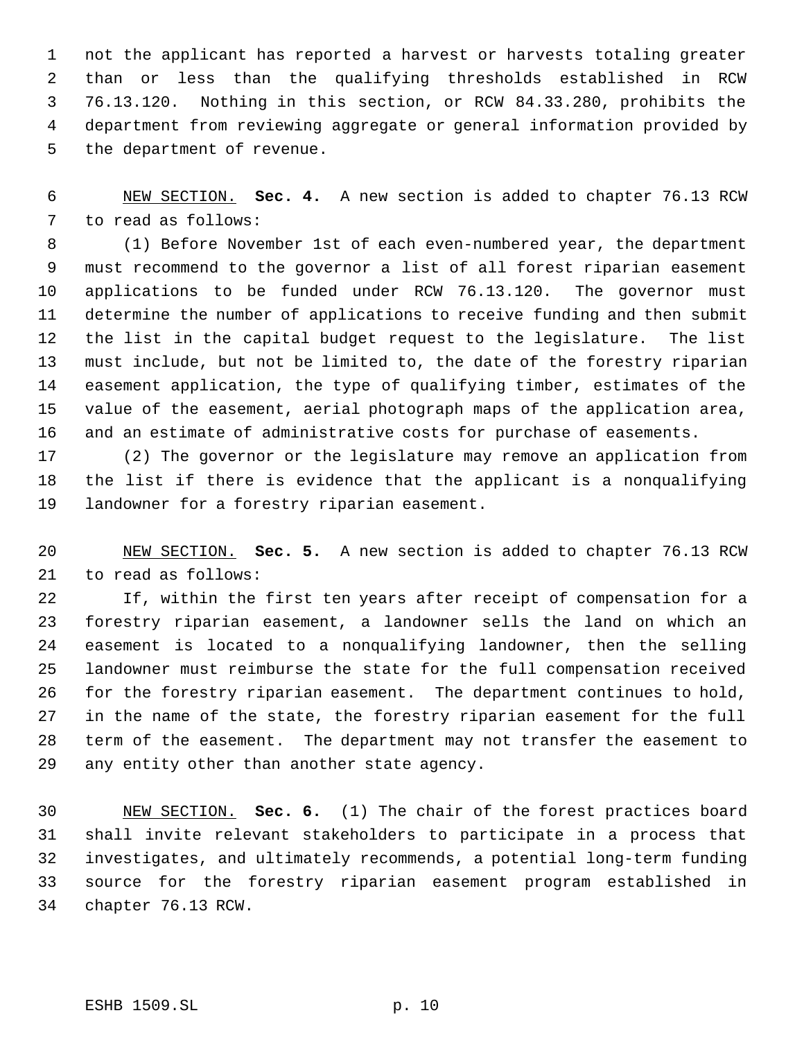not the applicant has reported a harvest or harvests totaling greater than or less than the qualifying thresholds established in RCW 76.13.120. Nothing in this section, or RCW 84.33.280, prohibits the department from reviewing aggregate or general information provided by the department of revenue.

NEW SECTION. **Sec. 4.** A new section is added to chapter 76.13 RCW to read as follows:

(1) Before November 1st of each even-numbered year, the department must recommend to the governor a list of all forest riparian easement applications to be funded under RCW 76.13.120. The governor must determine the number of applications to receive funding and then submit the list in the capital budget request to the legislature. The list must include, but not be limited to, the date of the forestry riparian easement application, the type of qualifying timber, estimates of the value of the easement, aerial photograph maps of the application area, and an estimate of administrative costs for purchase of easements.

(2) The governor or the legislature may remove an application from the list if there is evidence that the applicant is a nonqualifying landowner for a forestry riparian easement.

NEW SECTION. **Sec. 5.** A new section is added to chapter 76.13 RCW to read as follows:

If, within the first ten years after receipt of compensation for a forestry riparian easement, a landowner sells the land on which an easement is located to a nonqualifying landowner, then the selling landowner must reimburse the state for the full compensation received for the forestry riparian easement. The department continues to hold, in the name of the state, the forestry riparian easement for the full term of the easement. The department may not transfer the easement to any entity other than another state agency.

NEW SECTION. **Sec. 6.** (1) The chair of the forest practices board shall invite relevant stakeholders to participate in a process that investigates, and ultimately recommends, a potential long-term funding source for the forestry riparian easement program established in chapter 76.13 RCW.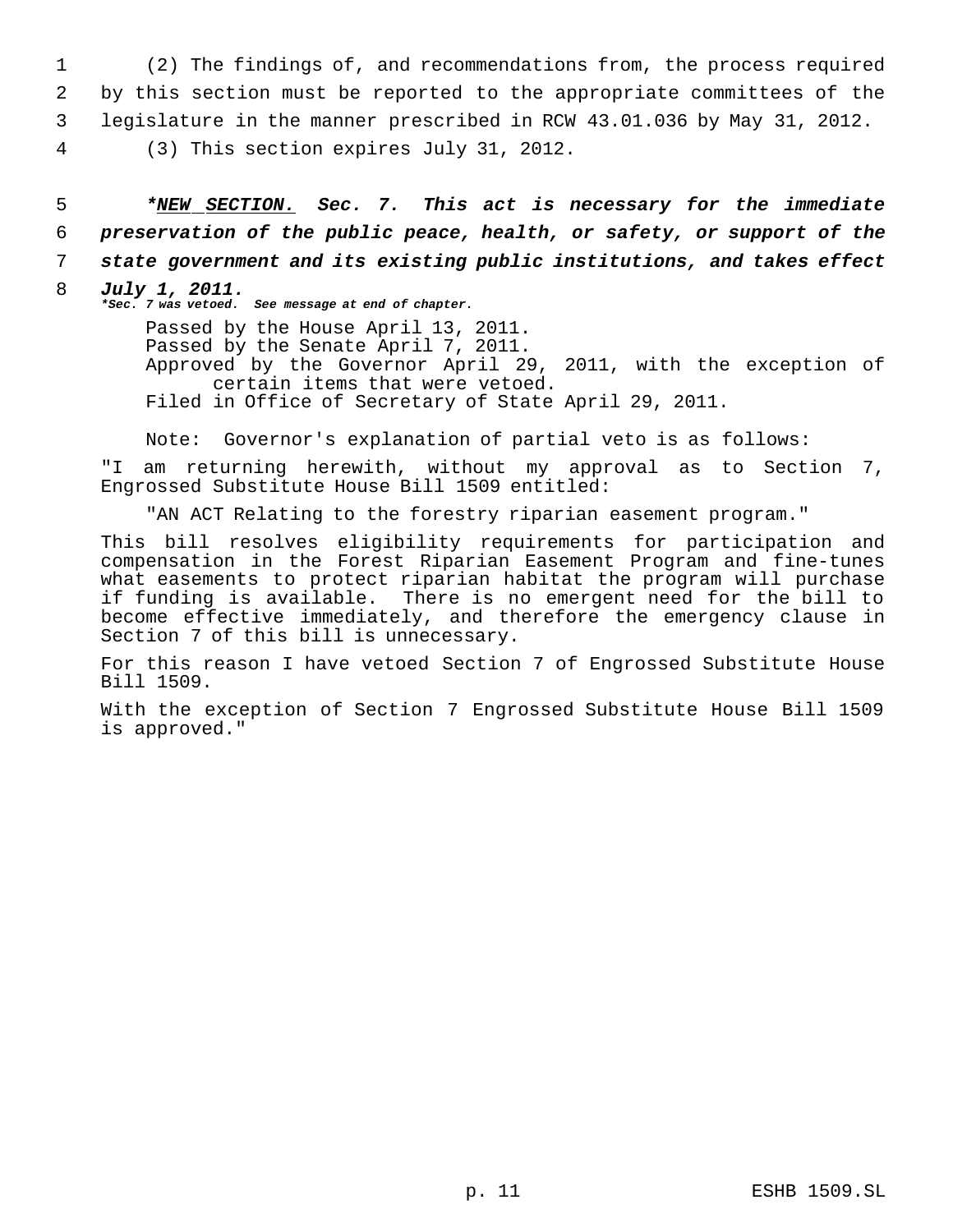(2) The findings of, and recommendations from, the process required by this section must be reported to the appropriate committees of the legislature in the manner prescribed in RCW 43.01.036 by May 31, 2012.

(3) This section expires July 31, 2012.

***NEW SECTION. Sec. 7. This act is necessary for the immediate preservation of the public peace, health, or safety, or support of the state government and its existing public institutions, and takes effect July 1, 2011.***

****Sec. 7 was vetoed. See message at end of chapter.***

Passed by the House April 13, 2011.
Passed by the Senate April 7, 2011.
Approved by the Governor April 29, 2011, with the exception of certain items that were vetoed.
Filed in Office of Secretary of State April 29, 2011.

Note: Governor's explanation of partial veto is as follows:

"I am returning herewith, without my approval as to Section 7, Engrossed Substitute House Bill 1509 entitled:

"AN ACT Relating to the forestry riparian easement program."

This bill resolves eligibility requirements for participation and compensation in the Forest Riparian Easement Program and fine-tunes what easements to protect riparian habitat the program will purchase if funding is available. There is no emergent need for the bill to become effective immediately, and therefore the emergency clause in Section 7 of this bill is unnecessary.

For this reason I have vetoed Section 7 of Engrossed Substitute House Bill 1509.

With the exception of Section 7 Engrossed Substitute House Bill 1509 is approved."